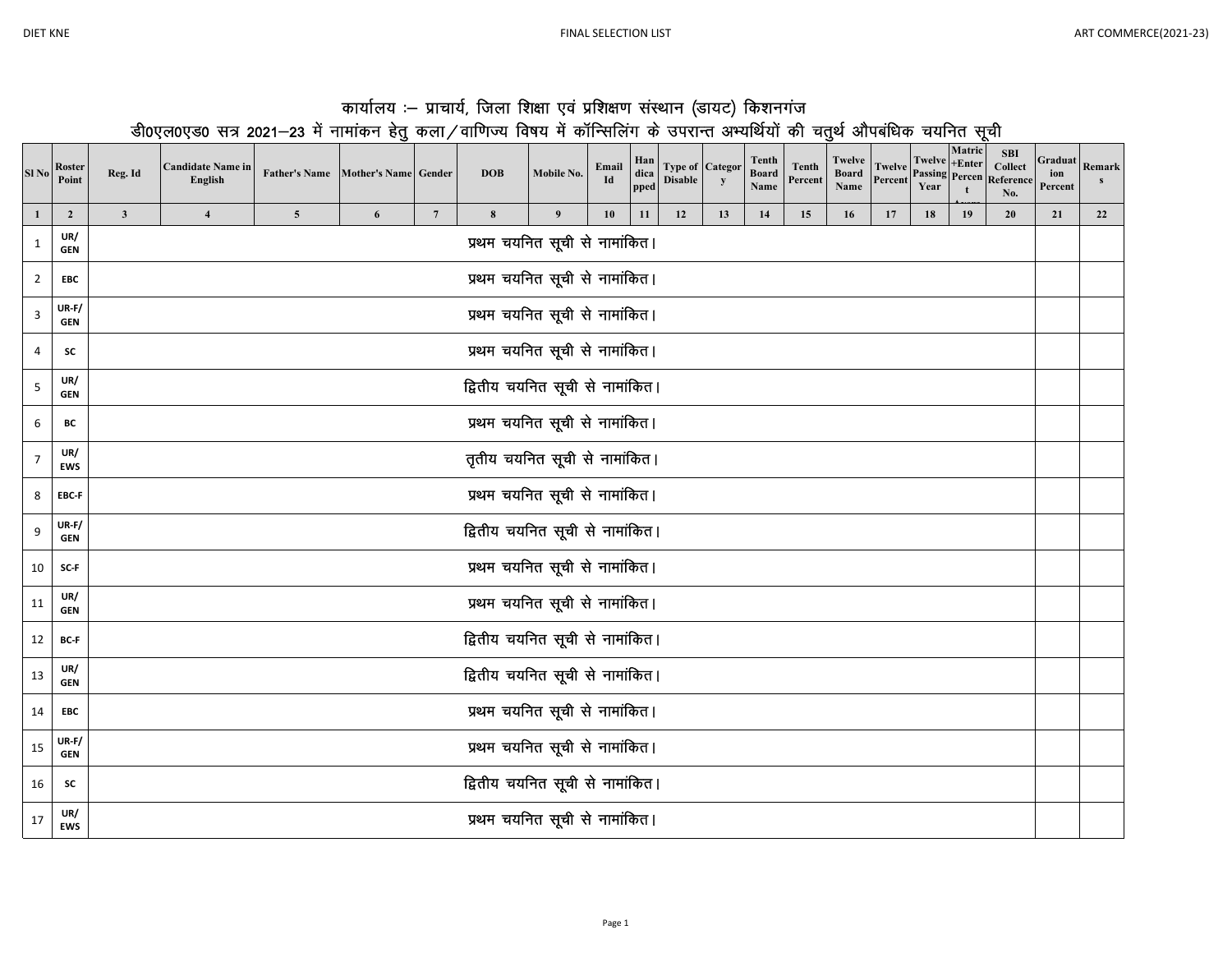# कार्यालय :– प्राचार्य, जिला शिक्षा एवं प्रशिक्षण संस्थान (डायट) किशनगंज

## डी0एल0एड0 सत्र 2021–23 में नामांकन हेतु कला/वाणिज्य विषय में कॉन्सिलिंग के उपरान्त अभ्यर्थियों की चतुर्थ औपबंधिक चयनित सूची

| Sl No | Roster Point | Reg. Id | Candidate Name in English | Father's Name | Mother's Name | Gender | DOB | Mobile No. | Email Id | Handicapped | Type of Disable | Category | Tenth Board Name | Tenth Percent | Twelve Board Name | Twelve Percent | Twelve Passing Year | Matric +Enter Percent Avera | SBI Collect Reference No. | Graduation Percent | Remarks |
|---|---|---|---|---|---|---|---|---|---|---|---|---|---|---|---|---|---|---|---|---|---|
| 1 | 2 | 3 | 4 | 5 | 6 | 7 | 8 | 9 | 10 | 11 | 12 | 13 | 14 | 15 | 16 | 17 | 18 | 19 | 20 | 21 | 22 |
| 1 | UR/ GEN | प्रथम चयनित सूची से नामांकित। | | | | | | | | | | | | | | | | | | | |
| 2 | EBC | प्रथम चयनित सूची से नामांकित। | | | | | | | | | | | | | | | | | | | |
| 3 | UR-F/ GEN | प्रथम चयनित सूची से नामांकित। | | | | | | | | | | | | | | | | | | | |
| 4 | SC | प्रथम चयनित सूची से नामांकित। | | | | | | | | | | | | | | | | | | | |
| 5 | UR/ GEN | द्वितीय चयनित सूची से नामांकित। | | | | | | | | | | | | | | | | | | | |
| 6 | BC | प्रथम चयनित सूची से नामांकित। | | | | | | | | | | | | | | | | | | | |
| 7 | UR/ EWS | तृतीय चयनित सूची से नामांकित। | | | | | | | | | | | | | | | | | | | |
| 8 | EBC-F | प्रथम चयनित सूची से नामांकित। | | | | | | | | | | | | | | | | | | | |
| 9 | UR-F/ GEN | द्वितीय चयनित सूची से नामांकित। | | | | | | | | | | | | | | | | | | | |
| 10 | SC-F | प्रथम चयनित सूची से नामांकित। | | | | | | | | | | | | | | | | | | | |
| 11 | UR/ GEN | प्रथम चयनित सूची से नामांकित। | | | | | | | | | | | | | | | | | | | |
| 12 | BC-F | द्वितीय चयनित सूची से नामांकित। | | | | | | | | | | | | | | | | | | | |
| 13 | UR/ GEN | द्वितीय चयनित सूची से नामांकित। | | | | | | | | | | | | | | | | | | | |
| 14 | EBC | प्रथम चयनित सूची से नामांकित। | | | | | | | | | | | | | | | | | | | |
| 15 | UR-F/ GEN | प्रथम चयनित सूची से नामांकित। | | | | | | | | | | | | | | | | | | | |
| 16 | SC | द्वितीय चयनित सूची से नामांकित। | | | | | | | | | | | | | | | | | | | |
| 17 | UR/ EWS | प्रथम चयनित सूची से नामांकित। | | | | | | | | | | | | | | | | | | | |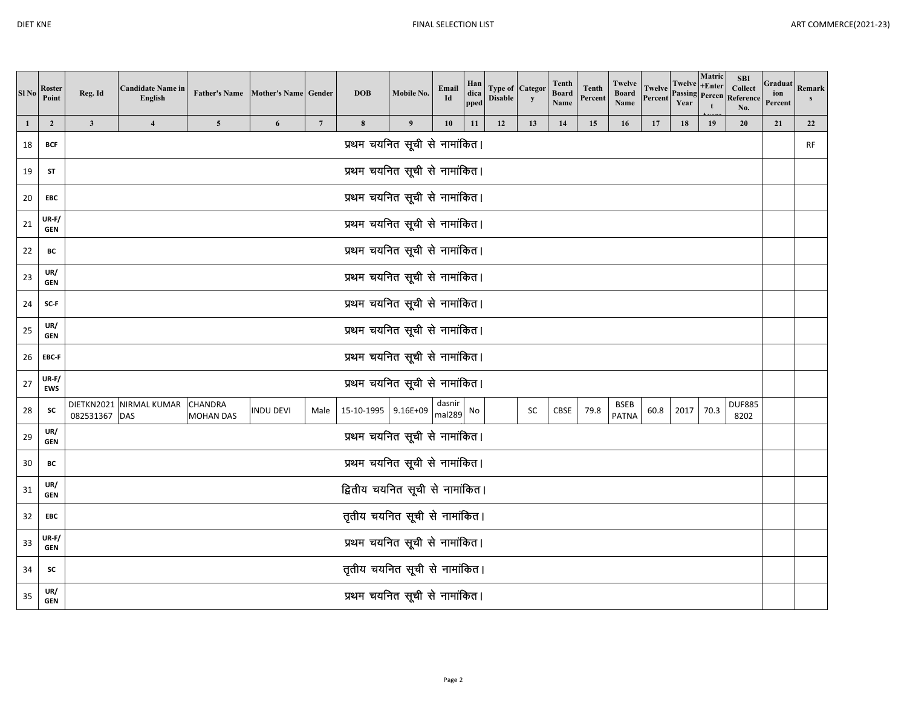| Sl No | Roster Point | Reg. Id | Candidate Name in English | Father's Name | Mother's Name | Gender | DOB | Mobile No. | Email Id | Handicapped | Type of Disable | Category | Tenth Board Name | Tenth Percent | Twelve Board Name | Twelve Percent | Twelve Passing Year | Matric +Enter Percent Average | SBI Collect Reference No. | Graduation Percent | Remarks |
|---|---|---|---|---|---|---|---|---|---|---|---|---|---|---|---|---|---|---|---|---|---|
| 1 | 2 | 3 | 4 | 5 | 6 | 7 | 8 | 9 | 10 | 11 | 12 | 13 | 14 | 15 | 16 | 17 | 18 | 19 | 20 | 21 | 22 |
| 18 | BCF | प्रथम चयनित सूची से नामांकित। | | | | | | | | | | | | | | | | | | | RF |
| 19 | ST | प्रथम चयनित सूची से नामांकित। | | | | | | | | | | | | | | | | | | | |
| 20 | EBC | प्रथम चयनित सूची से नामांकित। | | | | | | | | | | | | | | | | | | | |
| 21 | UR-F/ GEN | प्रथम चयनित सूची से नामांकित। | | | | | | | | | | | | | | | | | | | |
| 22 | BC | प्रथम चयनित सूची से नामांकित। | | | | | | | | | | | | | | | | | | | |
| 23 | UR/ GEN | प्रथम चयनित सूची से नामांकित। | | | | | | | | | | | | | | | | | | | |
| 24 | SC-F | प्रथम चयनित सूची से नामांकित। | | | | | | | | | | | | | | | | | | | |
| 25 | UR/ GEN | प्रथम चयनित सूची से नामांकित। | | | | | | | | | | | | | | | | | | | |
| 26 | EBC-F | प्रथम चयनित सूची से नामांकित। | | | | | | | | | | | | | | | | | | | |
| 27 | UR-F/ EWS | प्रथम चयनित सूची से नामांकित। | | | | | | | | | | | | | | | | | | | |
| 28 | SC | DIETKN2021082531367 | NIRMAL KUMAR DAS | CHANDRA MOHAN DAS | INDU DEVI | Male | 15-10-1995 | 9.16E+09 | dasnirmal289 | No | | SC | CBSE | 79.8 | BSEB PATNA | 60.8 | 2017 | 70.3 | DUF8858202 | | |
| 29 | UR/ GEN | प्रथम चयनित सूची से नामांकित। | | | | | | | | | | | | | | | | | | | |
| 30 | BC | प्रथम चयनित सूची से नामांकित। | | | | | | | | | | | | | | | | | | | |
| 31 | UR/ GEN | द्वितीय चयनित सूची से नामांकित। | | | | | | | | | | | | | | | | | | | |
| 32 | EBC | तृतीय चयनित सूची से नामांकित। | | | | | | | | | | | | | | | | | | | |
| 33 | UR-F/ GEN | प्रथम चयनित सूची से नामांकित। | | | | | | | | | | | | | | | | | | | |
| 34 | SC | तृतीय चयनित सूची से नामांकित। | | | | | | | | | | | | | | | | | | | |
| 35 | UR/ GEN | प्रथम चयनित सूची से नामांकित। | | | | | | | | | | | | | | | | | | | |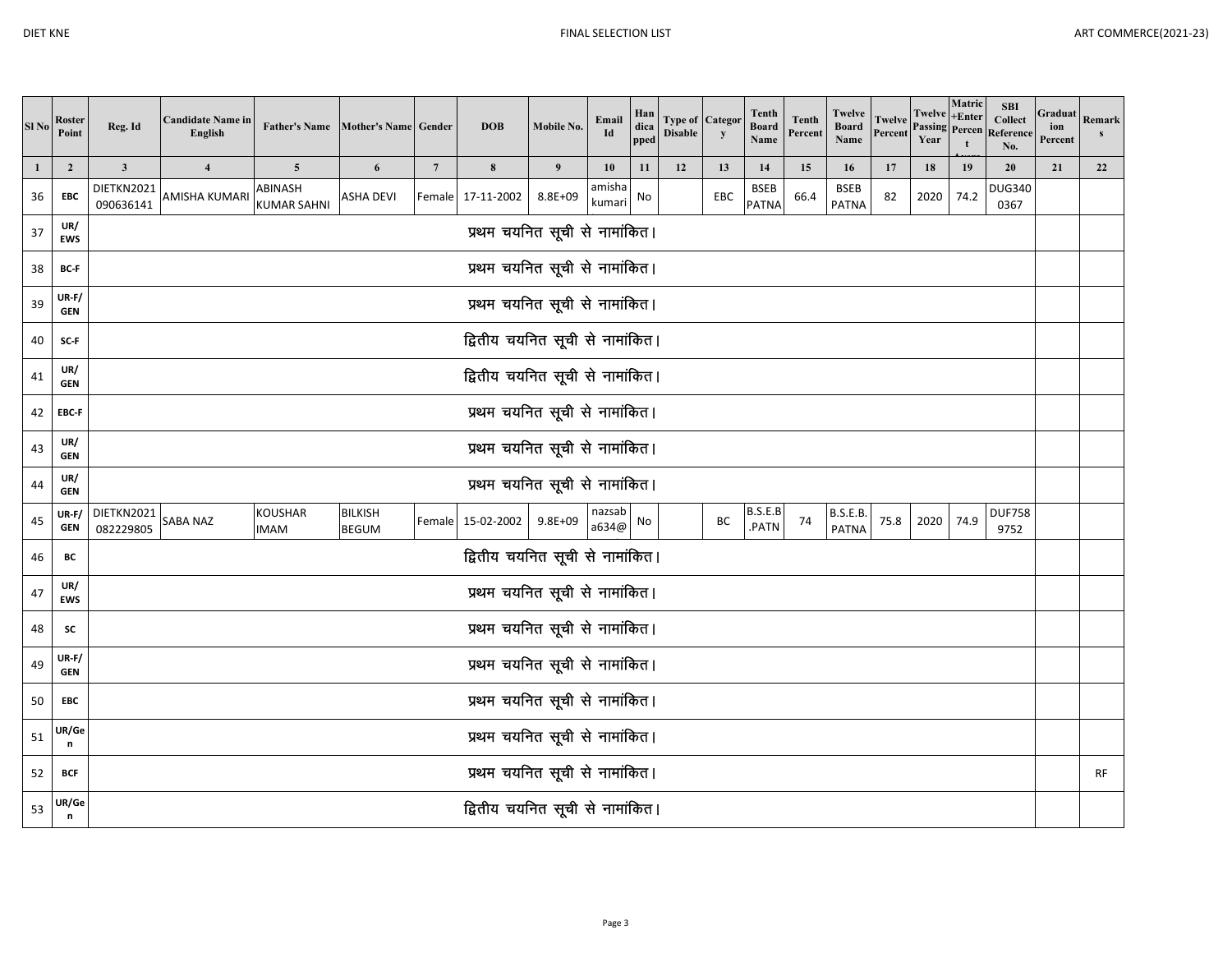| Sl No | Roster Point | Reg. Id | Candidate Name in English | Father's Name | Mother's Name | Gender | DOB | Mobile No. | Email Id | Handicapped | Type of Disable | Category | Tenth Board Name | Tenth Percent | Twelve Board Name | Twelve Percent | Twelve Passing Year | Matric +Enter Percent Avera | SBI Collect Reference No. | Graduation Percent | Remarks |
|---|---|---|---|---|---|---|---|---|---|---|---|---|---|---|---|---|---|---|---|---|---|
| 1 | 2 | 3 | 4 | 5 | 6 | 7 | 8 | 9 | 10 | 11 | 12 | 13 | 14 | 15 | 16 | 17 | 18 | 19 | 20 | 21 | 22 |
| 36 | EBC | DIETKN2021 090636141 | AMISHA KUMARI | ABINASH KUMAR SAHNI | ASHA DEVI | Female | 17-11-2002 | 8.8E+09 | amisha kumari | No | | EBC | BSEB PATNA | 66.4 | BSEB PATNA | 82 | 2020 | 74.2 | DUG340 0367 | | |
| 37 | UR/ EWS | प्रथम चयनित सूची से नामांकित। | | | | | | | | | | | | | | | | | | | |
| 38 | BC-F | प्रथम चयनित सूची से नामांकित। | | | | | | | | | | | | | | | | | | | |
| 39 | UR-F/ GEN | प्रथम चयनित सूची से नामांकित। | | | | | | | | | | | | | | | | | | | |
| 40 | SC-F | द्वितीय चयनित सूची से नामांकित। | | | | | | | | | | | | | | | | | | | |
| 41 | UR/ GEN | द्वितीय चयनित सूची से नामांकित। | | | | | | | | | | | | | | | | | | | |
| 42 | EBC-F | प्रथम चयनित सूची से नामांकित। | | | | | | | | | | | | | | | | | | | |
| 43 | UR/ GEN | प्रथम चयनित सूची से नामांकित। | | | | | | | | | | | | | | | | | | | |
| 44 | UR/ GEN | प्रथम चयनित सूची से नामांकित। | | | | | | | | | | | | | | | | | | | |
| 45 | UR-F/ GEN | DIETKN2021 082229805 | SABA NAZ | KOUSHAR IMAM | BILKISH BEGUM | Female | 15-02-2002 | 9.8E+09 | nazsab a634@ | No | | BC | B.S.E.B .PATN | 74 | B.S.E.B. PATNA | 75.8 | 2020 | 74.9 | DUF758 9752 | | |
| 46 | BC | द्वितीय चयनित सूची से नामांकित। | | | | | | | | | | | | | | | | | | | |
| 47 | UR/ EWS | प्रथम चयनित सूची से नामांकित। | | | | | | | | | | | | | | | | | | | |
| 48 | SC | प्रथम चयनित सूची से नामांकित। | | | | | | | | | | | | | | | | | | | |
| 49 | UR-F/ GEN | प्रथम चयनित सूची से नामांकित। | | | | | | | | | | | | | | | | | | | |
| 50 | EBC | प्रथम चयनित सूची से नामांकित। | | | | | | | | | | | | | | | | | | | |
| 51 | UR/Gen | प्रथम चयनित सूची से नामांकित। | | | | | | | | | | | | | | | | | | | |
| 52 | BCF | प्रथम चयनित सूची से नामांकित। | | | | | | | | | | | | | | | | | | | RF |
| 53 | UR/Gen | द्वितीय चयनित सूची से नामांकित। | | | | | | | | | | | | | | | | | | | |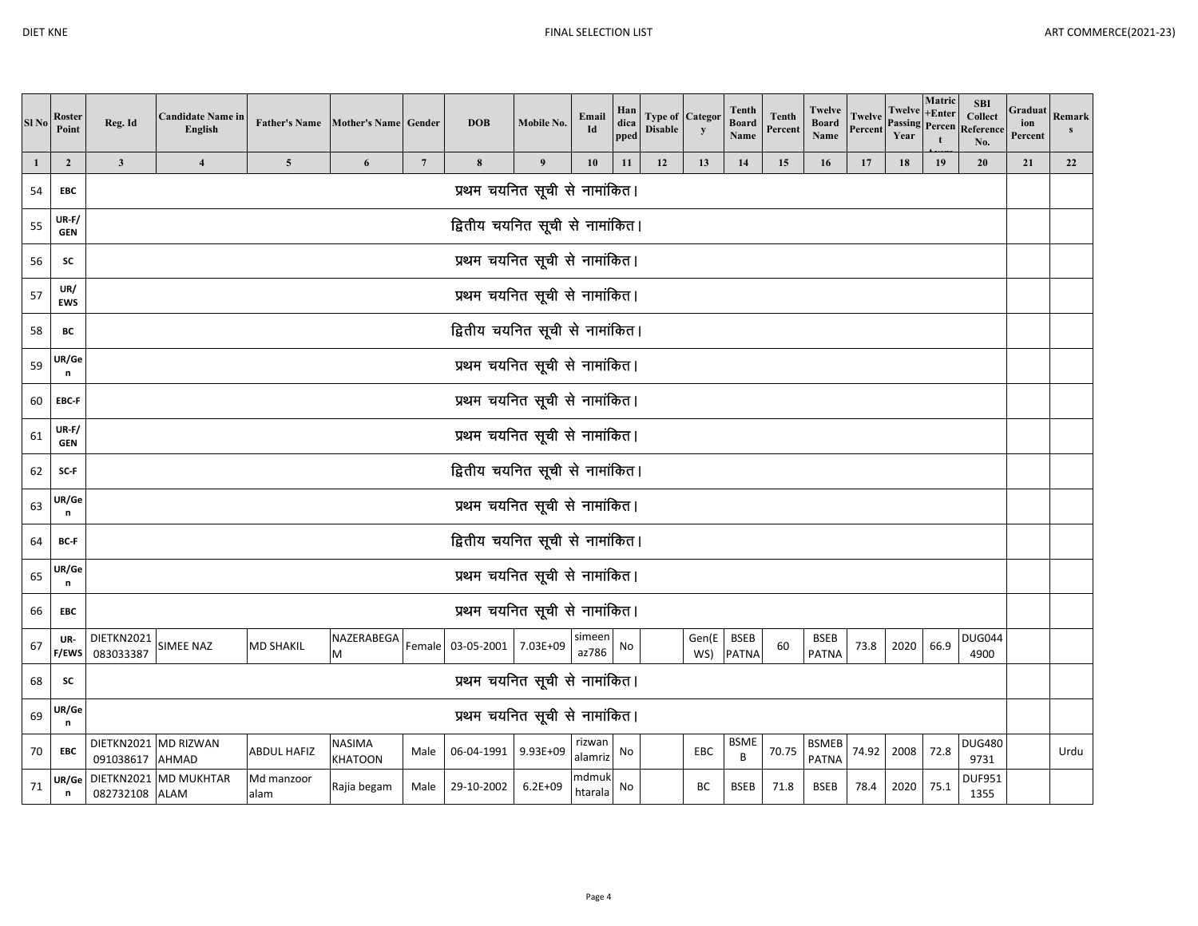| Sl No | Roster Point | Reg. Id | Candidate Name in English | Father's Name | Mother's Name | Gender | DOB | Mobile No. | Email Id | Handicapped | Type of Disable | Category | Tenth Board Name | Tenth Percent | Twelve Board Name | Twelve Percent | Twelve Passing Year | Matric +Enter Percent Average | SBI Collect Reference No. | Graduation Percent | Remarks |
|---|---|---|---|---|---|---|---|---|---|---|---|---|---|---|---|---|---|---|---|---|---|
| 1 | 2 | 3 | 4 | 5 | 6 | 7 | 8 | 9 | 10 | 11 | 12 | 13 | 14 | 15 | 16 | 17 | 18 | 19 | 20 | 21 | 22 |
| 54 | EBC | प्रथम चयनित सूची से नामांकित। | | | | | | | | | | | | | | | | | | | |
| 55 | UR-F/ GEN | द्वितीय चयनित सूची से नामांकित। | | | | | | | | | | | | | | | | | | | |
| 56 | SC | प्रथम चयनित सूची से नामांकित। | | | | | | | | | | | | | | | | | | | |
| 57 | UR/ EWS | प्रथम चयनित सूची से नामांकित। | | | | | | | | | | | | | | | | | | | |
| 58 | BC | द्वितीय चयनित सूची से नामांकित। | | | | | | | | | | | | | | | | | | | |
| 59 | UR/Gen | प्रथम चयनित सूची से नामांकित। | | | | | | | | | | | | | | | | | | | |
| 60 | EBC-F | प्रथम चयनित सूची से नामांकित। | | | | | | | | | | | | | | | | | | | |
| 61 | UR-F/ GEN | प्रथम चयनित सूची से नामांकित। | | | | | | | | | | | | | | | | | | | |
| 62 | SC-F | द्वितीय चयनित सूची से नामांकित। | | | | | | | | | | | | | | | | | | | |
| 63 | UR/Gen | प्रथम चयनित सूची से नामांकित। | | | | | | | | | | | | | | | | | | | |
| 64 | BC-F | द्वितीय चयनित सूची से नामांकित। | | | | | | | | | | | | | | | | | | | |
| 65 | UR/Gen | प्रथम चयनित सूची से नामांकित। | | | | | | | | | | | | | | | | | | | |
| 66 | EBC | प्रथम चयनित सूची से नामांकित। | | | | | | | | | | | | | | | | | | | |
| 67 | UR-F/EWS | DIETKN2021 083033387 | SIMEE NAZ | MD SHAKIL | NAZERABEGAM | Female | 03-05-2001 | 7.03E+09 | simeenaz786 | No | | Gen(EWS) | BSEB PATNA | 60 | BSEB PATNA | 73.8 | 2020 | 66.9 | DUG0444900 | | |
| 68 | SC | प्रथम चयनित सूची से नामांकित। | | | | | | | | | | | | | | | | | | | |
| 69 | UR/Gen | प्रथम चयनित सूची से नामांकित। | | | | | | | | | | | | | | | | | | | |
| 70 | EBC | DIETKN2021 091038617 | MD RIZWAN AHMAD | ABDUL HAFIZ | NASIMA KHATOON | Male | 06-04-1991 | 9.93E+09 | rizwanalamriz | No | | EBC | BSMEB | 70.75 | BSMEB PATNA | 74.92 | 2008 | 72.8 | DUG4809731 | | Urdu |
| 71 | UR/Gen | DIETKN2021 082732108 | MD MUKHTAR ALAM | Md manzoor alam | Rajia begam | Male | 29-10-2002 | 6.2E+09 | mdmukhtarala | No | | BC | BSEB | 71.8 | BSEB | 78.4 | 2020 | 75.1 | DUF9511355 | | |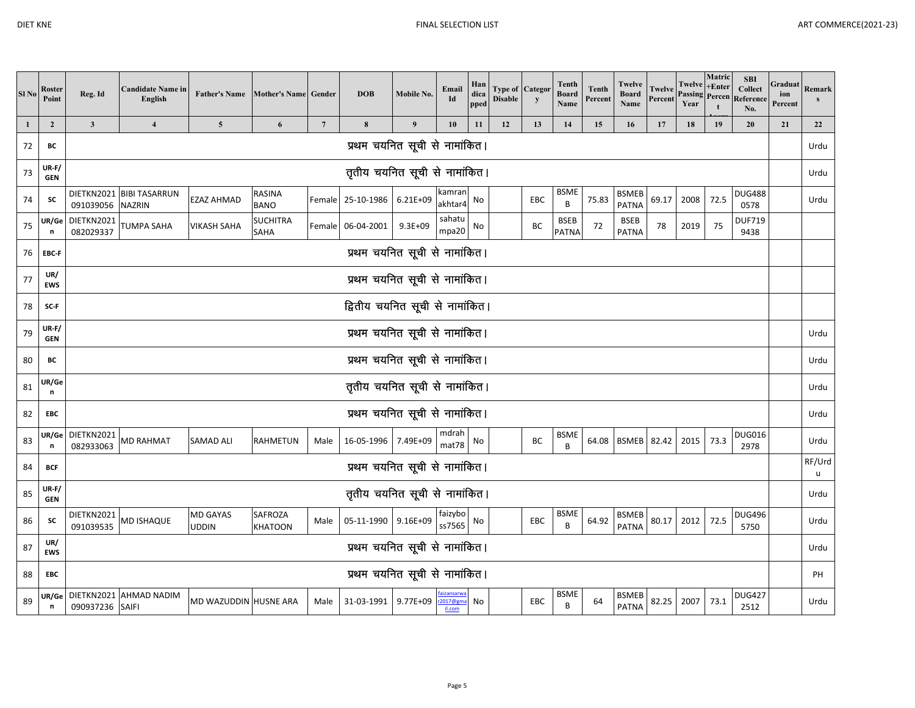| Sl No | Roster Point | Reg. Id | Candidate Name in English | Father's Name | Mother's Name | Gender | DOB | Mobile No. | Email Id | Handicapped | Type of Disable | Category | Tenth Board Name | Tenth Percent | Twelve Board Name | Twelve Percent | Twelve Passing Year | Matric +Enter Percent Avg | SBI Collect Reference No. | Graduation Percent | Remarks |
|---|---|---|---|---|---|---|---|---|---|---|---|---|---|---|---|---|---|---|---|---|---|
| 1 | 2 | 3 | 4 | 5 | 6 | 7 | 8 | 9 | 10 | 11 | 12 | 13 | 14 | 15 | 16 | 17 | 18 | 19 | 20 | 21 | 22 |
| 72 | BC | प्रथम चयनित सूची से नामांकित। | | | | | | | | | | | | | | | | | | | Urdu |
| 73 | UR-F/GEN | तृतीय चयनित सूची से नामांकित। | | | | | | | | | | | | | | | | | | | Urdu |
| 74 | SC | DIETKN2021091039056 | BIBI TASARRUN NAZRIN | EZAZ AHMAD | RASINA BANO | Female | 25-10-1986 | 6.21E+09 | kamranakhtar4 | No | | EBC | BSMEB | 75.83 | BSMEB PATNA | 69.17 | 2008 | 72.5 | DUG4880578 | | Urdu |
| 75 | UR/Gen | DIETKN2021082029337 | TUMPA SAHA | VIKASH SAHA | SUCHITRA SAHA | Female | 06-04-2001 | 9.3E+09 | sahatumpa20 | No | | BC | BSEB PATNA | 72 | BSEB PATNA | 78 | 2019 | 75 | DUF7199438 | | |
| 76 | EBC-F | प्रथम चयनित सूची से नामांकित। | | | | | | | | | | | | | | | | | | | |
| 77 | UR/EWS | प्रथम चयनित सूची से नामांकित। | | | | | | | | | | | | | | | | | | | |
| 78 | SC-F | द्वितीय चयनित सूची से नामांकित। | | | | | | | | | | | | | | | | | | | |
| 79 | UR-F/GEN | प्रथम चयनित सूची से नामांकित। | | | | | | | | | | | | | | | | | | | Urdu |
| 80 | BC | प्रथम चयनित सूची से नामांकित। | | | | | | | | | | | | | | | | | | | Urdu |
| 81 | UR/Gen | तृतीय चयनित सूची से नामांकित। | | | | | | | | | | | | | | | | | | | Urdu |
| 82 | EBC | प्रथम चयनित सूची से नामांकित। | | | | | | | | | | | | | | | | | | | Urdu |
| 83 | UR/Gen | DIETKN2021082933063 | MD RAHMAT | SAMAD ALI | RAHMETUN | Male | 16-05-1996 | 7.49E+09 | mdrahmat78 | No | | BC | BSMEB | 64.08 | BSMEB | 82.42 | 2015 | 73.3 | DUG0162978 | | Urdu |
| 84 | BCF | प्रथम चयनित सूची से नामांकित। | | | | | | | | | | | | | | | | | | | RF/Urdu |
| 85 | UR-F/GEN | तृतीय चयनित सूची से नामांकित। | | | | | | | | | | | | | | | | | | | Urdu |
| 86 | SC | DIETKN2021091039535 | MD ISHAQUE | MD GAYAS UDDIN | SAFROZA KHATOON | Male | 05-11-1990 | 9.16E+09 | faizyboss7565 | No | | EBC | BSMEB | 64.92 | BSMEB PATNA | 80.17 | 2012 | 72.5 | DUG4965750 | | Urdu |
| 87 | UR/EWS | प्रथम चयनित सूची से नामांकित। | | | | | | | | | | | | | | | | | | | Urdu |
| 88 | EBC | प्रथम चयनित सूची से नामांकित। | | | | | | | | | | | | | | | | | | | PH |
| 89 | UR/Gen | DIETKN2021090937236 | AHMAD NADIM SAIFI | MD WAZUDDIN | HUSNE ARA | Male | 31-03-1991 | 9.77E+09 | faizansarwar2017@gmail.com | No | | EBC | BSMEB | 64 | BSMEB PATNA | 82.25 | 2007 | 73.1 | DUG4272512 | | Urdu |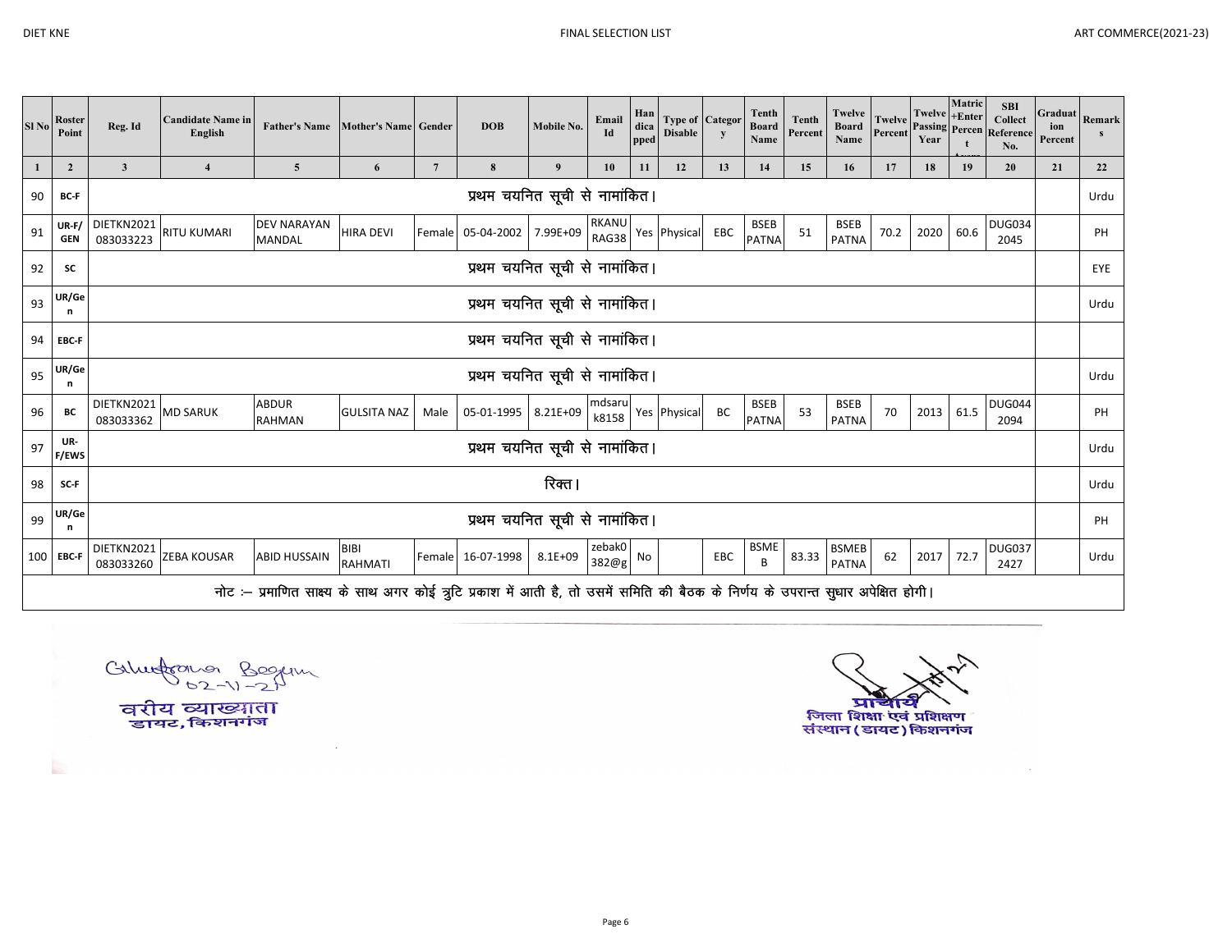| Sl No | Roster Point | Reg. Id | Candidate Name in English | Father's Name | Mother's Name | Gender | DOB | Mobile No. | Email Id | Handicapped | Type of Disable | Category | Tenth Board Name | Tenth Percent | Twelve Board Name | Twelve Percent | Twelve Passing Year | Matric +Enter Percent Avg | SBI Collect Reference No. | Graduation Percent | Remarks |
|---|---|---|---|---|---|---|---|---|---|---|---|---|---|---|---|---|---|---|---|---|---|
| 1 | 2 | 3 | 4 | 5 | 6 | 7 | 8 | 9 | 10 | 11 | 12 | 13 | 14 | 15 | 16 | 17 | 18 | 19 | 20 | 21 | 22 |
| 90 | BC-F | प्रथम चयनित सूची से नामांकित। | | | | | | | | | | | | | | | | | | | Urdu |
| 91 | UR-F/ GEN | DIETKN2021 083033223 | RITU KUMARI | DEV NARAYAN MANDAL | HIRA DEVI | Female | 05-04-2002 | 7.99E+09 | RKANU RAG38 | Yes | Physical | EBC | BSEB PATNA | 51 | BSEB PATNA | 70.2 | 2020 | 60.6 | DUG034 2045 | | PH |
| 92 | SC | प्रथम चयनित सूची से नामांकित। | | | | | | | | | | | | | | | | | | | EYE |
| 93 | UR/Gen | प्रथम चयनित सूची से नामांकित। | | | | | | | | | | | | | | | | | | | Urdu |
| 94 | EBC-F | प्रथम चयनित सूची से नामांकित। | | | | | | | | | | | | | | | | | | | |
| 95 | UR/Gen | प्रथम चयनित सूची से नामांकित। | | | | | | | | | | | | | | | | | | | Urdu |
| 96 | BC | DIETKN2021 083033362 | MD SARUK | ABDUR RAHMAN | GULSITA NAZ | Male | 05-01-1995 | 8.21E+09 | mdsaru k8158 | Yes | Physical | BC | BSEB PATNA | 53 | BSEB PATNA | 70 | 2013 | 61.5 | DUG044 2094 | | PH |
| 97 | UR-F/EWS | प्रथम चयनित सूची से नामांकित। | | | | | | | | | | | | | | | | | | | Urdu |
| 98 | SC-F | रिक्त। | | | | | | | | | | | | | | | | | | | Urdu |
| 99 | UR/Gen | प्रथम चयनित सूची से नामांकित। | | | | | | | | | | | | | | | | | | | PH |
| 100 | EBC-F | DIETKN2021 083033260 | ZEBA KOUSAR | ABID HUSSAIN | BIBI RAHMATI | Female | 16-07-1998 | 8.1E+09 | zebak0 382@g | No | | EBC | BSMEB | 83.33 | BSMEB PATNA | 62 | 2017 | 72.7 | DUG037 2427 | | Urdu |

नोट :– प्रमाणित साक्ष्य के साथ अगर कोई त्रुटि प्रकाश में आती है, तो उसमें समिति की बैठक के निर्णय के उपरान्त सुधार अपेक्षित होगी।

Ghufrana Begum 02-11-21
वरीय व्याख्याता
डायट, किशनगंज

प्राचार्य
जिला शिक्षा एवं प्रशिक्षण संस्थान (डायट) किशनगंज